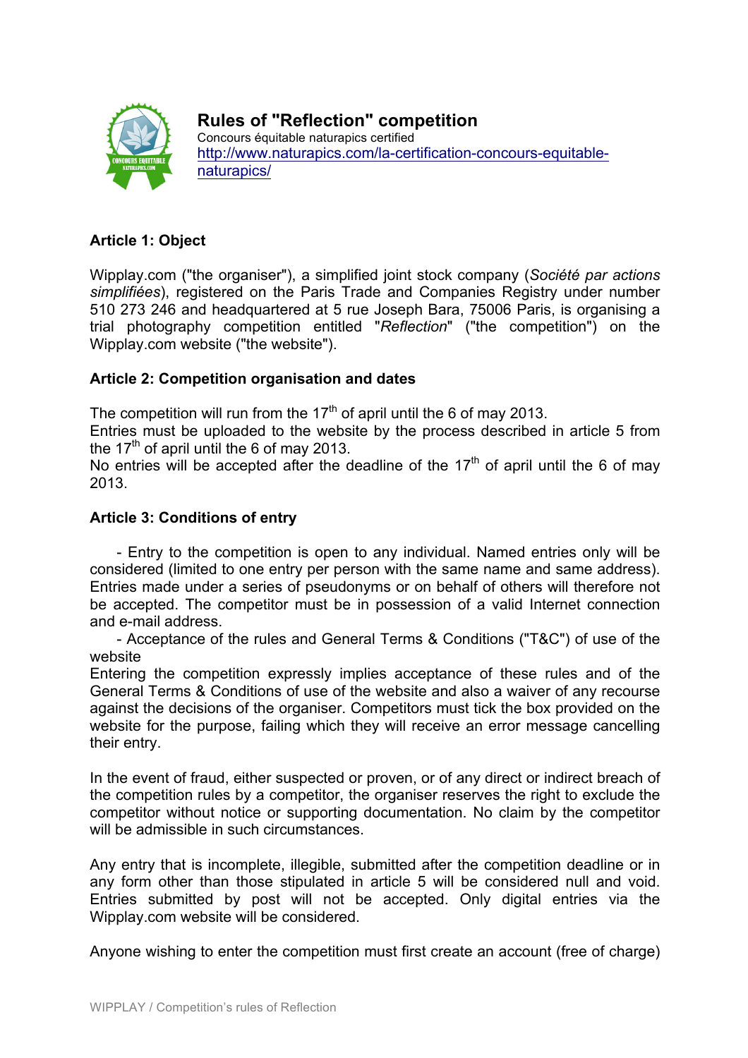# Rules of "Reflection" competition

Concours équitable naturapics certified
http://www.naturapics.com/la-certification-concours-equitable-naturapics/

**Article 1: Object**

Wipplay.com ("the organiser"), a simplified joint stock company (*Société par actions simplifiées*), registered on the Paris Trade and Companies Registry under number 510 273 246 and headquartered at 5 rue Joseph Bara, 75006 Paris, is organising a trial photography competition entitled "*Reflection*" ("the competition") on the Wipplay.com website ("the website").

**Article 2: Competition organisation and dates**

The competition will run from the 17th of april until the 6 of may 2013.
Entries must be uploaded to the website by the process described in article 5 from the 17th of april until the 6 of may 2013.
No entries will be accepted after the deadline of the 17th of april until the 6 of may 2013.

**Article 3: Conditions of entry**

- Entry to the competition is open to any individual. Named entries only will be considered (limited to one entry per person with the same name and same address). Entries made under a series of pseudonyms or on behalf of others will therefore not be accepted. The competitor must be in possession of a valid Internet connection and e-mail address.
- Acceptance of the rules and General Terms & Conditions ("T&C") of use of the website

Entering the competition expressly implies acceptance of these rules and of the General Terms & Conditions of use of the website and also a waiver of any recourse against the decisions of the organiser. Competitors must tick the box provided on the website for the purpose, failing which they will receive an error message cancelling their entry.

In the event of fraud, either suspected or proven, or of any direct or indirect breach of the competition rules by a competitor, the organiser reserves the right to exclude the competitor without notice or supporting documentation. No claim by the competitor will be admissible in such circumstances.

Any entry that is incomplete, illegible, submitted after the competition deadline or in any form other than those stipulated in article 5 will be considered null and void. Entries submitted by post will not be accepted. Only digital entries via the Wipplay.com website will be considered.

Anyone wishing to enter the competition must first create an account (free of charge)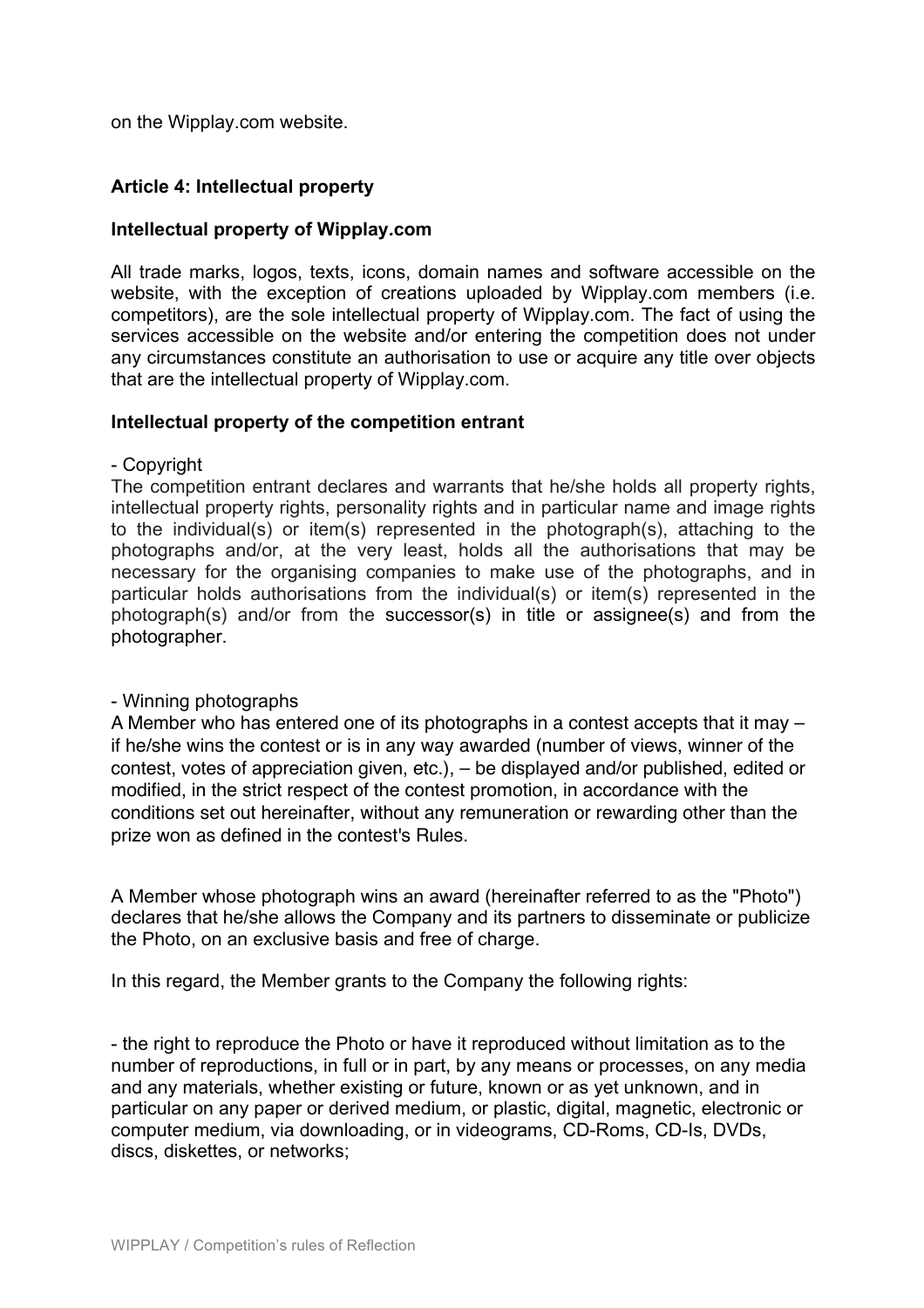on the Wipplay.com website.

## Article 4: Intellectual property

### Intellectual property of Wipplay.com

All trade marks, logos, texts, icons, domain names and software accessible on the website, with the exception of creations uploaded by Wipplay.com members (i.e. competitors), are the sole intellectual property of Wipplay.com. The fact of using the services accessible on the website and/or entering the competition does not under any circumstances constitute an authorisation to use or acquire any title over objects that are the intellectual property of Wipplay.com.

### Intellectual property of the competition entrant

- Copyright

The competition entrant declares and warrants that he/she holds all property rights, intellectual property rights, personality rights and in particular name and image rights to the individual(s) or item(s) represented in the photograph(s), attaching to the photographs and/or, at the very least, holds all the authorisations that may be necessary for the organising companies to make use of the photographs, and in particular holds authorisations from the individual(s) or item(s) represented in the photograph(s) and/or from the successor(s) in title or assignee(s) and from the photographer.

- Winning photographs

A Member who has entered one of its photographs in a contest accepts that it may – if he/she wins the contest or is in any way awarded (number of views, winner of the contest, votes of appreciation given, etc.), – be displayed and/or published, edited or modified, in the strict respect of the contest promotion, in accordance with the conditions set out hereinafter, without any remuneration or rewarding other than the prize won as defined in the contest's Rules.

A Member whose photograph wins an award (hereinafter referred to as the "Photo") declares that he/she allows the Company and its partners to disseminate or publicize the Photo, on an exclusive basis and free of charge.

In this regard, the Member grants to the Company the following rights:

- the right to reproduce the Photo or have it reproduced without limitation as to the number of reproductions, in full or in part, by any means or processes, on any media and any materials, whether existing or future, known or as yet unknown, and in particular on any paper or derived medium, or plastic, digital, magnetic, electronic or computer medium, via downloading, or in videograms, CD-Roms, CD-Is, DVDs, discs, diskettes, or networks;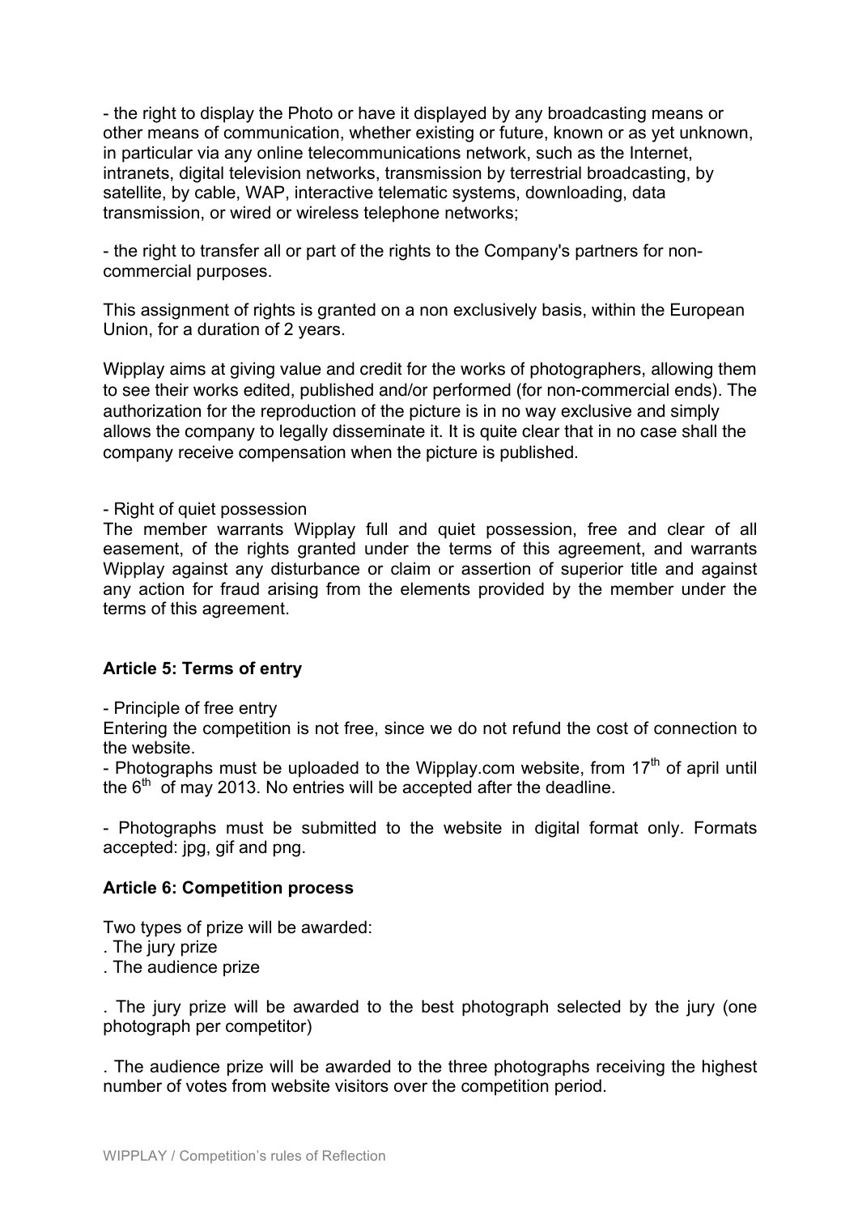- the right to display the Photo or have it displayed by any broadcasting means or other means of communication, whether existing or future, known or as yet unknown, in particular via any online telecommunications network, such as the Internet, intranets, digital television networks, transmission by terrestrial broadcasting, by satellite, by cable, WAP, interactive telematic systems, downloading, data transmission, or wired or wireless telephone networks;

- the right to transfer all or part of the rights to the Company's partners for non-commercial purposes.

This assignment of rights is granted on a non exclusively basis, within the European Union, for a duration of 2 years.

Wipplay aims at giving value and credit for the works of photographers, allowing them to see their works edited, published and/or performed (for non-commercial ends). The authorization for the reproduction of the picture is in no way exclusive and simply allows the company to legally disseminate it. It is quite clear that in no case shall the company receive compensation when the picture is published.

- Right of quiet possession

The member warrants Wipplay full and quiet possession, free and clear of all easement, of the rights granted under the terms of this agreement, and warrants Wipplay against any disturbance or claim or assertion of superior title and against any action for fraud arising from the elements provided by the member under the terms of this agreement.

**Article 5: Terms of entry**

- Principle of free entry

Entering the competition is not free, since we do not refund the cost of connection to the website.

- Photographs must be uploaded to the Wipplay.com website, from 17th of april until the 6th of may 2013. No entries will be accepted after the deadline.

- Photographs must be submitted to the website in digital format only. Formats accepted: jpg, gif and png.

**Article 6: Competition process**

Two types of prize will be awarded:

. The jury prize

. The audience prize

. The jury prize will be awarded to the best photograph selected by the jury (one photograph per competitor)

. The audience prize will be awarded to the three photographs receiving the highest number of votes from website visitors over the competition period.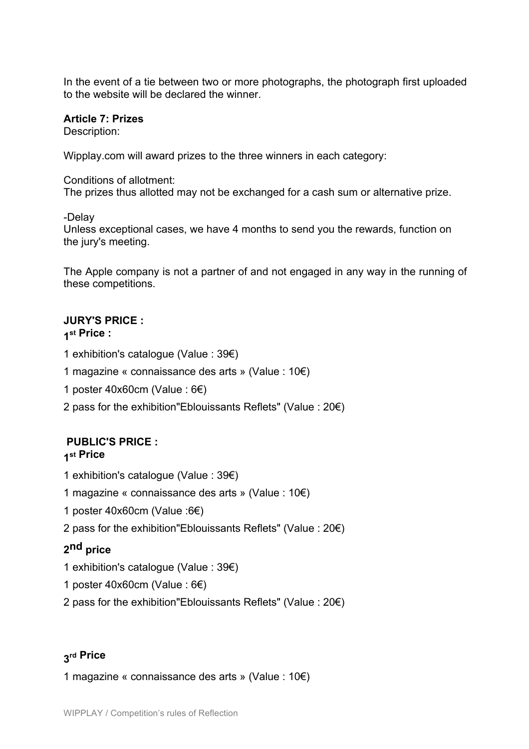In the event of a tie between two or more photographs, the photograph first uploaded to the website will be declared the winner.

**Article 7: Prizes**
Description:

Wipplay.com will award prizes to the three winners in each category:

Conditions of allotment:
The prizes thus allotted may not be exchanged for a cash sum or alternative prize.

-Delay
Unless exceptional cases, we have 4 months to send you the rewards, function on the jury's meeting.

The Apple company is not a partner of and not engaged in any way in the running of these competitions.

**JURY'S PRICE :**
**1st Price :**

1 exhibition's catalogue (Value : 39€)

1 magazine « connaissance des arts » (Value : 10€)

1 poster 40x60cm (Value : 6€)

2 pass for the exhibition"Eblouissants Reflets" (Value : 20€)

**PUBLIC'S PRICE :**
**1st Price**

1 exhibition's catalogue (Value : 39€)

1 magazine « connaissance des arts » (Value : 10€)

1 poster 40x60cm (Value :6€)

2 pass for the exhibition"Eblouissants Reflets" (Value : 20€)

**2nd price**

1 exhibition's catalogue (Value : 39€)

1 poster 40x60cm (Value : 6€)

2 pass for the exhibition"Eblouissants Reflets" (Value : 20€)

**3rd Price**

1 magazine « connaissance des arts » (Value : 10€)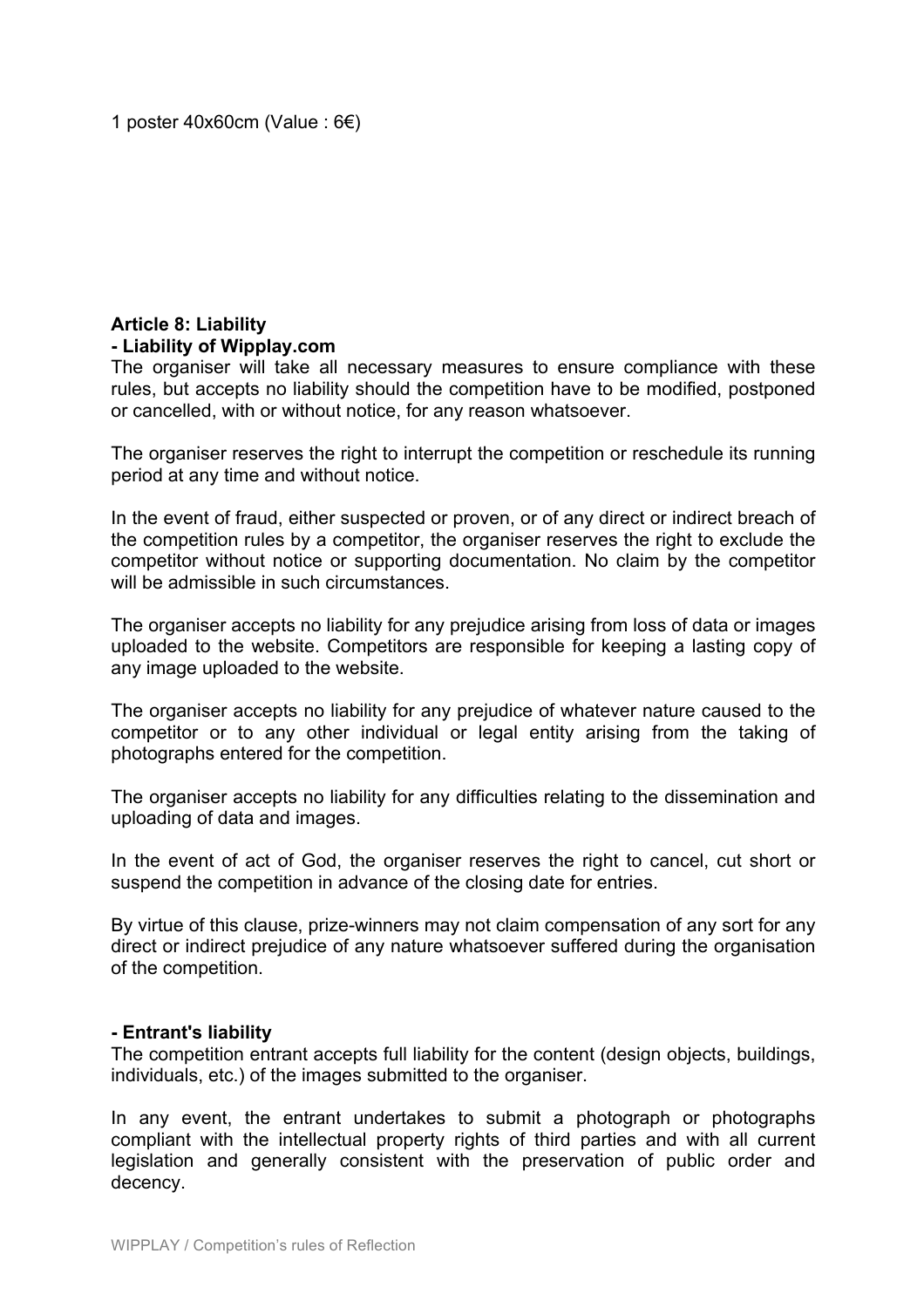1 poster 40x60cm (Value : 6€)

**Article 8: Liability**
**- Liability of Wipplay.com**

The organiser will take all necessary measures to ensure compliance with these rules, but accepts no liability should the competition have to be modified, postponed or cancelled, with or without notice, for any reason whatsoever.

The organiser reserves the right to interrupt the competition or reschedule its running period at any time and without notice.

In the event of fraud, either suspected or proven, or of any direct or indirect breach of the competition rules by a competitor, the organiser reserves the right to exclude the competitor without notice or supporting documentation. No claim by the competitor will be admissible in such circumstances.

The organiser accepts no liability for any prejudice arising from loss of data or images uploaded to the website. Competitors are responsible for keeping a lasting copy of any image uploaded to the website.

The organiser accepts no liability for any prejudice of whatever nature caused to the competitor or to any other individual or legal entity arising from the taking of photographs entered for the competition.

The organiser accepts no liability for any difficulties relating to the dissemination and uploading of data and images.

In the event of act of God, the organiser reserves the right to cancel, cut short or suspend the competition in advance of the closing date for entries.

By virtue of this clause, prize-winners may not claim compensation of any sort for any direct or indirect prejudice of any nature whatsoever suffered during the organisation of the competition.

**- Entrant's liability**

The competition entrant accepts full liability for the content (design objects, buildings, individuals, etc.) of the images submitted to the organiser.

In any event, the entrant undertakes to submit a photograph or photographs compliant with the intellectual property rights of third parties and with all current legislation and generally consistent with the preservation of public order and decency.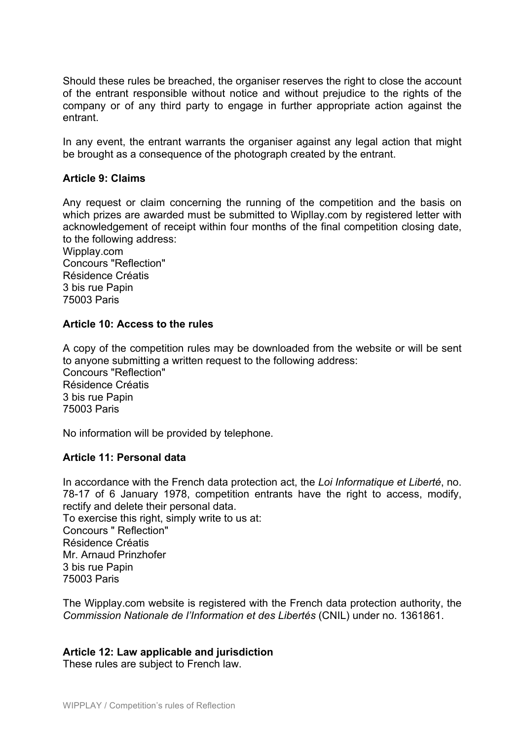Should these rules be breached, the organiser reserves the right to close the account of the entrant responsible without notice and without prejudice to the rights of the company or of any third party to engage in further appropriate action against the entrant.

In any event, the entrant warrants the organiser against any legal action that might be brought as a consequence of the photograph created by the entrant.

**Article 9: Claims**

Any request or claim concerning the running of the competition and the basis on which prizes are awarded must be submitted to Wipllay.com by registered letter with acknowledgement of receipt within four months of the final competition closing date, to the following address:
Wipplay.com
Concours "Reflection"
Résidence Créatis
3 bis rue Papin
75003 Paris

**Article 10: Access to the rules**

A copy of the competition rules may be downloaded from the website or will be sent to anyone submitting a written request to the following address:
Concours "Reflection"
Résidence Créatis
3 bis rue Papin
75003 Paris

No information will be provided by telephone.

**Article 11: Personal data**

In accordance with the French data protection act, the *Loi Informatique et Liberté*, no. 78-17 of 6 January 1978, competition entrants have the right to access, modify, rectify and delete their personal data.
To exercise this right, simply write to us at:
Concours " Reflection"
Résidence Créatis
Mr. Arnaud Prinzhofer
3 bis rue Papin
75003 Paris

The Wipplay.com website is registered with the French data protection authority, the *Commission Nationale de l'Information et des Libertés* (CNIL) under no. 1361861.

**Article 12: Law applicable and jurisdiction**
These rules are subject to French law.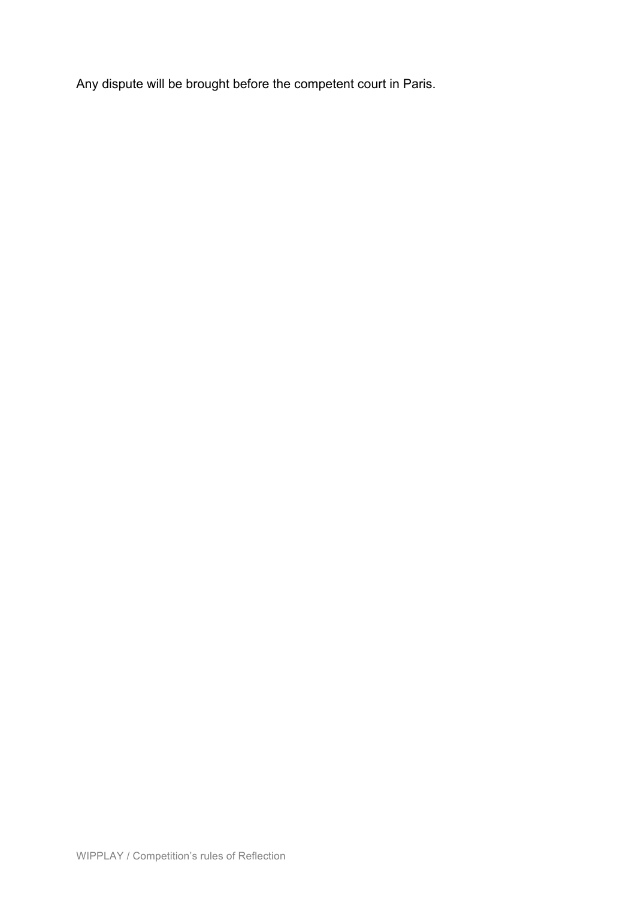Any dispute will be brought before the competent court in Paris.